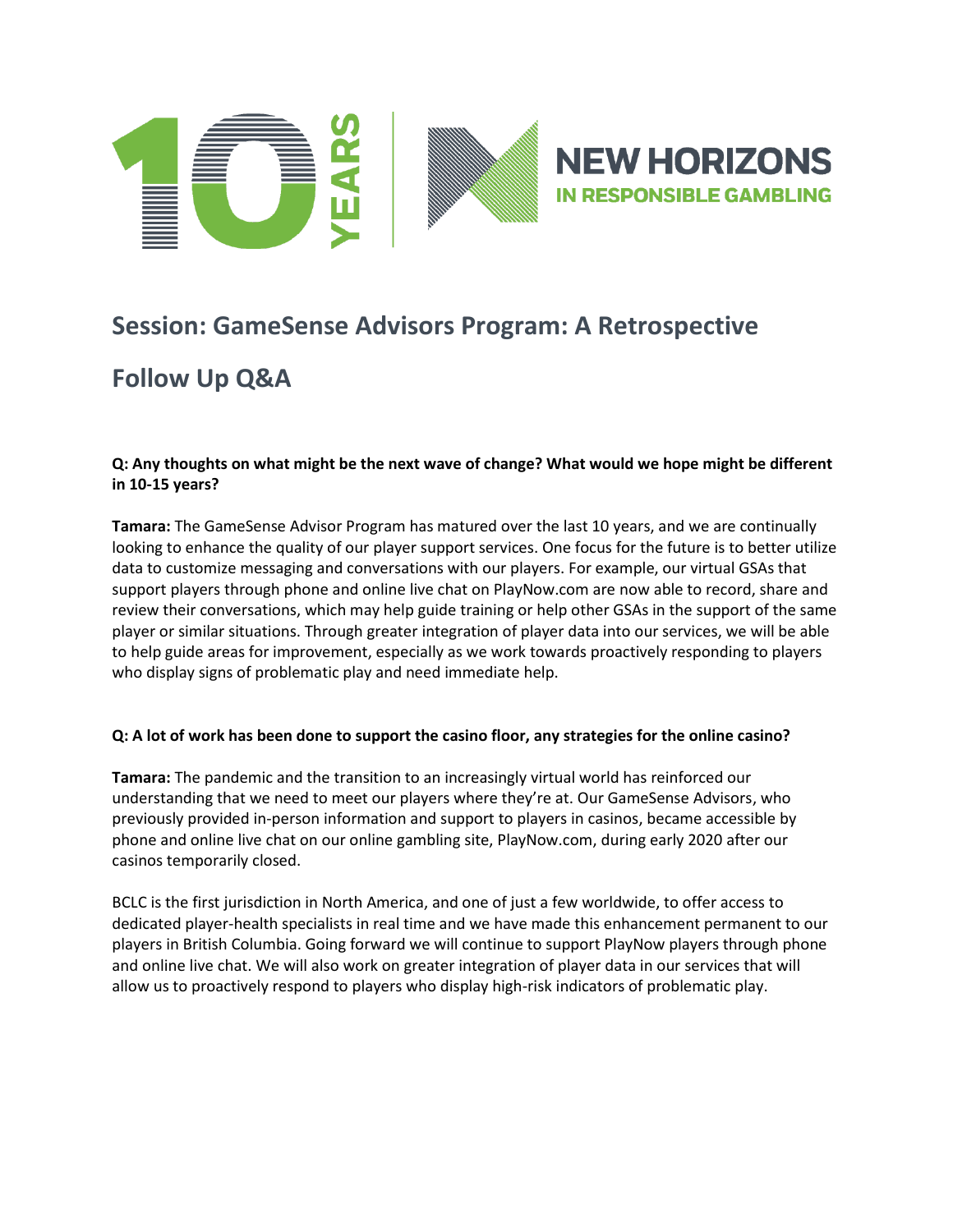# Session: GameSense Advisors Program: A Retrospective

## Follow Up Q&A

**Q: Any thoughts on what might be the next wave of change? What would we hope might be different in 10-15 years?**

**Tamara:** The GameSense Advisor Program has matured over the last 10 years, and we are continually looking to enhance the quality of our player support services. One focus for the future is to better utilize data to customize messaging and conversations with our players. For example, our virtual GSAs that support players through phone and online live chat on PlayNow.com are now able to record, share and review their conversations, which may help guide training or help other GSAs in the support of the same player or similar situations. Through greater integration of player data into our services, we will be able to help guide areas for improvement, especially as we work towards proactively responding to players who display signs of problematic play and need immediate help.

**Q: A lot of work has been done to support the casino floor, any strategies for the online casino?**

**Tamara:** The pandemic and the transition to an increasingly virtual world has reinforced our understanding that we need to meet our players where they're at. Our GameSense Advisors, who previously provided in-person information and support to players in casinos, became accessible by phone and online live chat on our online gambling site, PlayNow.com, during early 2020 after our casinos temporarily closed.

BCLC is the first jurisdiction in North America, and one of just a few worldwide, to offer access to dedicated player-health specialists in real time and we have made this enhancement permanent to our players in British Columbia. Going forward we will continue to support PlayNow players through phone and online live chat. We will also work on greater integration of player data in our services that will allow us to proactively respond to players who display high-risk indicators of problematic play.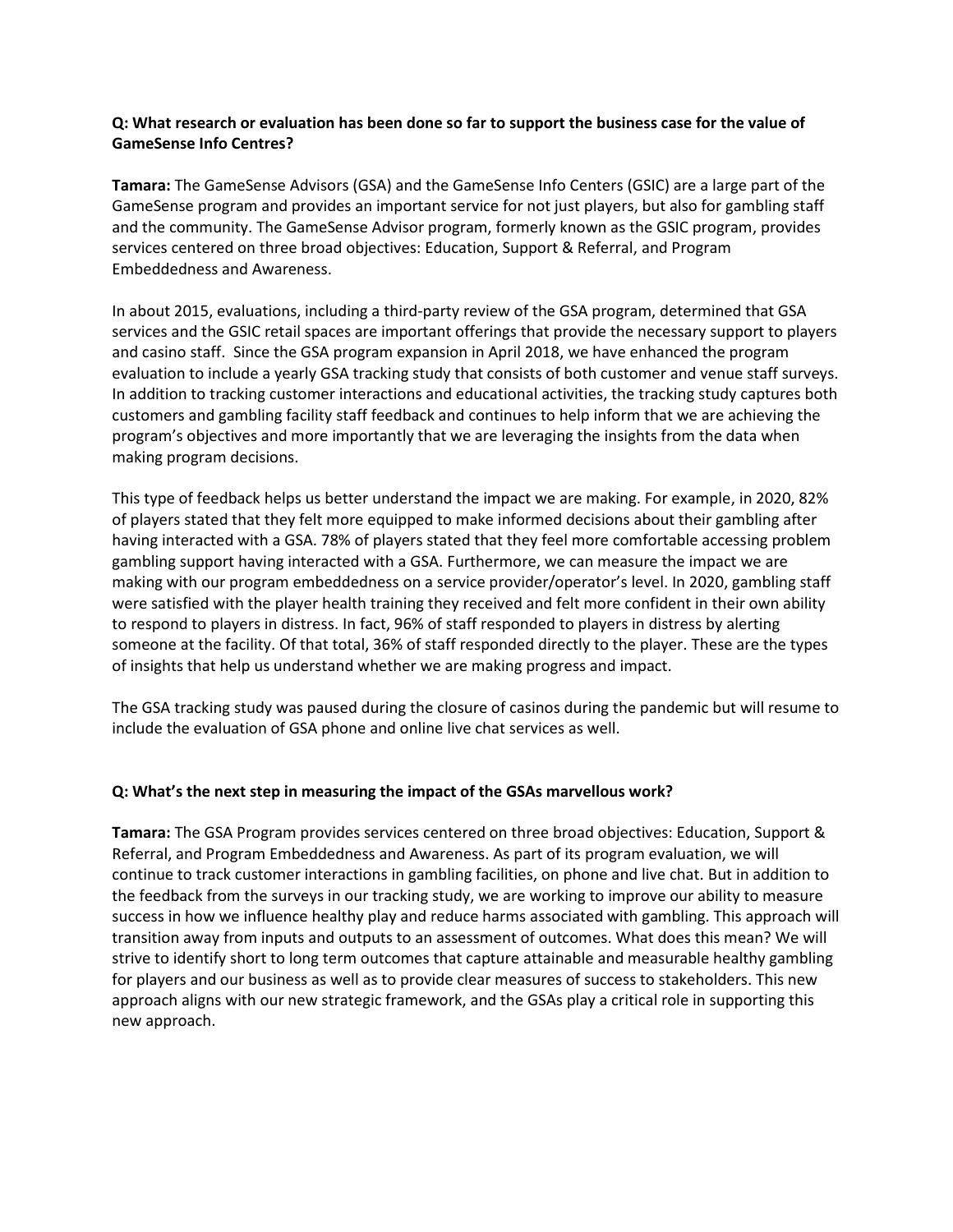**Q: What research or evaluation has been done so far to support the business case for the value of GameSense Info Centres?**

**Tamara:** The GameSense Advisors (GSA) and the GameSense Info Centers (GSIC) are a large part of the GameSense program and provides an important service for not just players, but also for gambling staff and the community. The GameSense Advisor program, formerly known as the GSIC program, provides services centered on three broad objectives: Education, Support & Referral, and Program Embeddedness and Awareness.

In about 2015, evaluations, including a third-party review of the GSA program, determined that GSA services and the GSIC retail spaces are important offerings that provide the necessary support to players and casino staff. Since the GSA program expansion in April 2018, we have enhanced the program evaluation to include a yearly GSA tracking study that consists of both customer and venue staff surveys. In addition to tracking customer interactions and educational activities, the tracking study captures both customers and gambling facility staff feedback and continues to help inform that we are achieving the program's objectives and more importantly that we are leveraging the insights from the data when making program decisions.

This type of feedback helps us better understand the impact we are making. For example, in 2020, 82% of players stated that they felt more equipped to make informed decisions about their gambling after having interacted with a GSA. 78% of players stated that they feel more comfortable accessing problem gambling support having interacted with a GSA. Furthermore, we can measure the impact we are making with our program embeddedness on a service provider/operator's level. In 2020, gambling staff were satisfied with the player health training they received and felt more confident in their own ability to respond to players in distress. In fact, 96% of staff responded to players in distress by alerting someone at the facility. Of that total, 36% of staff responded directly to the player. These are the types of insights that help us understand whether we are making progress and impact.

The GSA tracking study was paused during the closure of casinos during the pandemic but will resume to include the evaluation of GSA phone and online live chat services as well.

**Q: What's the next step in measuring the impact of the GSAs marvellous work?**

**Tamara:** The GSA Program provides services centered on three broad objectives: Education, Support & Referral, and Program Embeddedness and Awareness. As part of its program evaluation, we will continue to track customer interactions in gambling facilities, on phone and live chat. But in addition to the feedback from the surveys in our tracking study, we are working to improve our ability to measure success in how we influence healthy play and reduce harms associated with gambling. This approach will transition away from inputs and outputs to an assessment of outcomes. What does this mean? We will strive to identify short to long term outcomes that capture attainable and measurable healthy gambling for players and our business as well as to provide clear measures of success to stakeholders. This new approach aligns with our new strategic framework, and the GSAs play a critical role in supporting this new approach.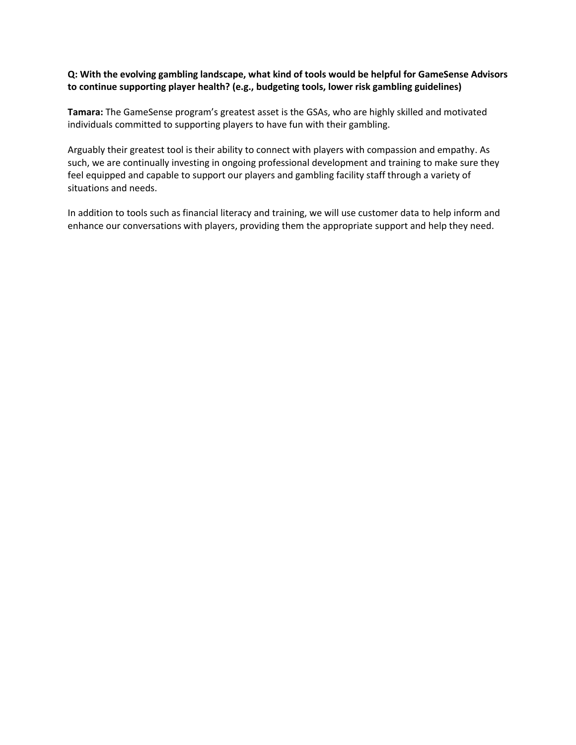**Q: With the evolving gambling landscape, what kind of tools would be helpful for GameSense Advisors to continue supporting player health? (e.g., budgeting tools, lower risk gambling guidelines)**

**Tamara:** The GameSense program's greatest asset is the GSAs, who are highly skilled and motivated individuals committed to supporting players to have fun with their gambling.

Arguably their greatest tool is their ability to connect with players with compassion and empathy. As such, we are continually investing in ongoing professional development and training to make sure they feel equipped and capable to support our players and gambling facility staff through a variety of situations and needs.

In addition to tools such as financial literacy and training, we will use customer data to help inform and enhance our conversations with players, providing them the appropriate support and help they need.